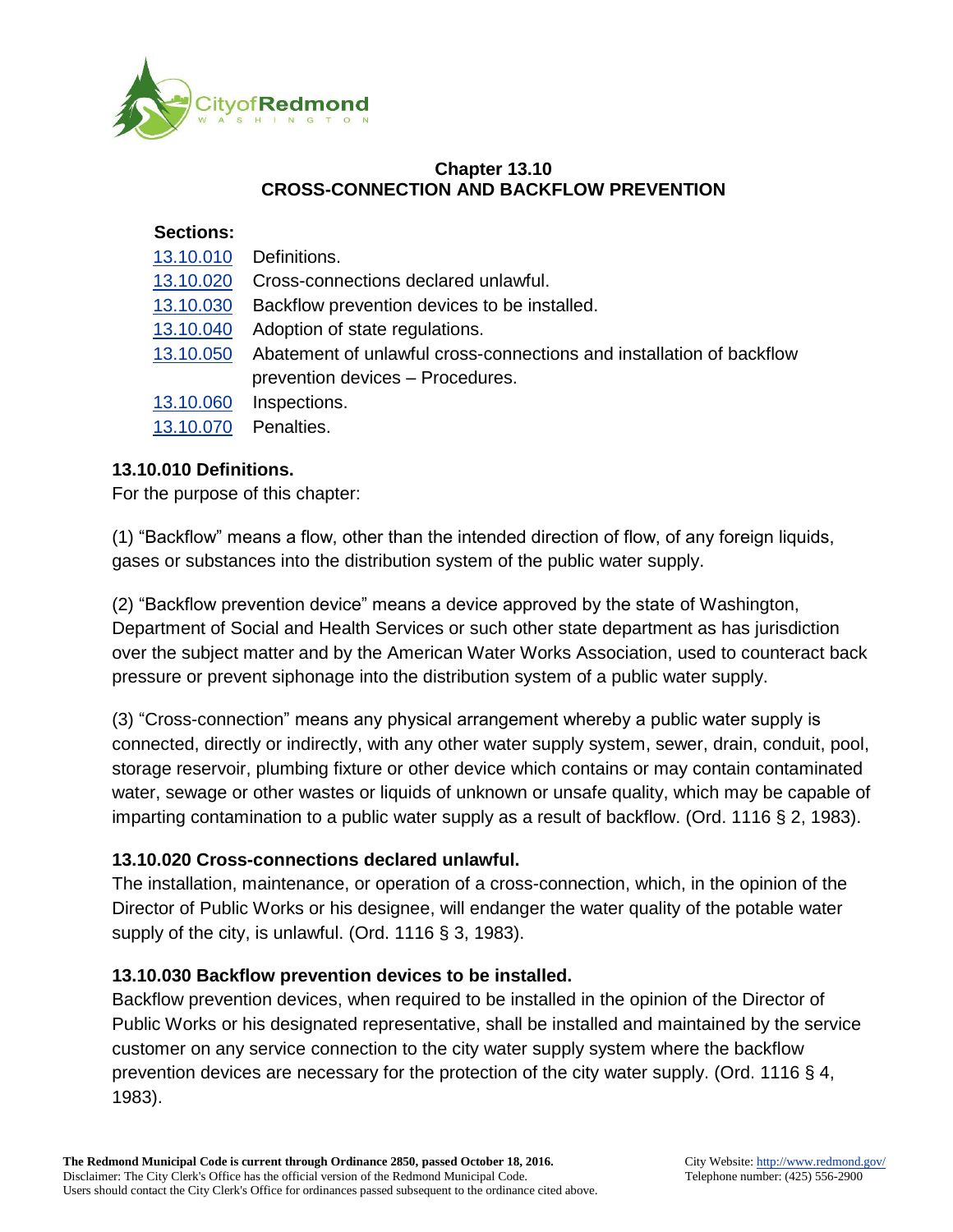# Chapter 13.10
# CROSS-CONNECTION AND BACKFLOW PREVENTION

**Sections:**

| | |
|---|---|
| 13.10.010 | Definitions. |
| 13.10.020 | Cross-connections declared unlawful. |
| 13.10.030 | Backflow prevention devices to be installed. |
| 13.10.040 | Adoption of state regulations. |
| 13.10.050 | Abatement of unlawful cross-connections and installation of backflow prevention devices – Procedures. |
| 13.10.060 | Inspections. |
| 13.10.070 | Penalties. |

### 13.10.010 Definitions.

For the purpose of this chapter:

(1) "Backflow" means a flow, other than the intended direction of flow, of any foreign liquids, gases or substances into the distribution system of the public water supply.

(2) "Backflow prevention device" means a device approved by the state of Washington, Department of Social and Health Services or such other state department as has jurisdiction over the subject matter and by the American Water Works Association, used to counteract back pressure or prevent siphonage into the distribution system of a public water supply.

(3) "Cross-connection" means any physical arrangement whereby a public water supply is connected, directly or indirectly, with any other water supply system, sewer, drain, conduit, pool, storage reservoir, plumbing fixture or other device which contains or may contain contaminated water, sewage or other wastes or liquids of unknown or unsafe quality, which may be capable of imparting contamination to a public water supply as a result of backflow. (Ord. 1116 § 2, 1983).

### 13.10.020 Cross-connections declared unlawful.

The installation, maintenance, or operation of a cross-connection, which, in the opinion of the Director of Public Works or his designee, will endanger the water quality of the potable water supply of the city, is unlawful. (Ord. 1116 § 3, 1983).

### 13.10.030 Backflow prevention devices to be installed.

Backflow prevention devices, when required to be installed in the opinion of the Director of Public Works or his designated representative, shall be installed and maintained by the service customer on any service connection to the city water supply system where the backflow prevention devices are necessary for the protection of the city water supply. (Ord. 1116 § 4, 1983).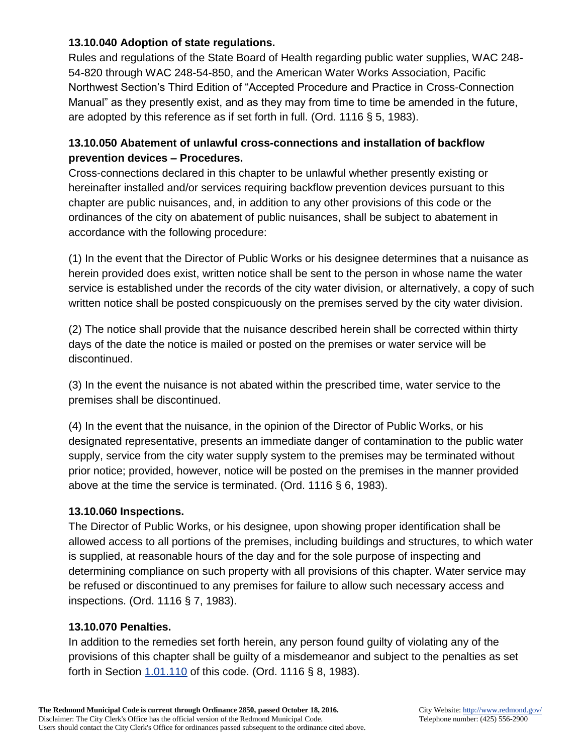### 13.10.040 Adoption of state regulations.

Rules and regulations of the State Board of Health regarding public water supplies, WAC 248-54-820 through WAC 248-54-850, and the American Water Works Association, Pacific Northwest Section's Third Edition of "Accepted Procedure and Practice in Cross-Connection Manual" as they presently exist, and as they may from time to time be amended in the future, are adopted by this reference as if set forth in full. (Ord. 1116 § 5, 1983).

### 13.10.050 Abatement of unlawful cross-connections and installation of backflow prevention devices – Procedures.

Cross-connections declared in this chapter to be unlawful whether presently existing or hereinafter installed and/or services requiring backflow prevention devices pursuant to this chapter are public nuisances, and, in addition to any other provisions of this code or the ordinances of the city on abatement of public nuisances, shall be subject to abatement in accordance with the following procedure:

(1) In the event that the Director of Public Works or his designee determines that a nuisance as herein provided does exist, written notice shall be sent to the person in whose name the water service is established under the records of the city water division, or alternatively, a copy of such written notice shall be posted conspicuously on the premises served by the city water division.

(2) The notice shall provide that the nuisance described herein shall be corrected within thirty days of the date the notice is mailed or posted on the premises or water service will be discontinued.

(3) In the event the nuisance is not abated within the prescribed time, water service to the premises shall be discontinued.

(4) In the event that the nuisance, in the opinion of the Director of Public Works, or his designated representative, presents an immediate danger of contamination to the public water supply, service from the city water supply system to the premises may be terminated without prior notice; provided, however, notice will be posted on the premises in the manner provided above at the time the service is terminated. (Ord. 1116 § 6, 1983).

### 13.10.060 Inspections.

The Director of Public Works, or his designee, upon showing proper identification shall be allowed access to all portions of the premises, including buildings and structures, to which water is supplied, at reasonable hours of the day and for the sole purpose of inspecting and determining compliance on such property with all provisions of this chapter. Water service may be refused or discontinued to any premises for failure to allow such necessary access and inspections. (Ord. 1116 § 7, 1983).

### 13.10.070 Penalties.

In addition to the remedies set forth herein, any person found guilty of violating any of the provisions of this chapter shall be guilty of a misdemeanor and subject to the penalties as set forth in Section 1.01.110 of this code. (Ord. 1116 § 8, 1983).